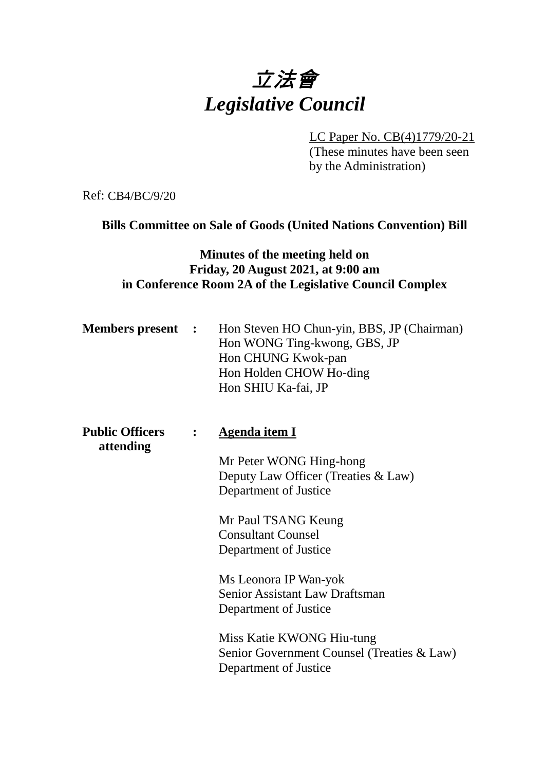# 立法會
# *Legislative Council*

LC Paper No. CB(4)1779/20-21
(These minutes have been seen by the Administration)

Ref: CB4/BC/9/20

**Bills Committee on Sale of Goods (United Nations Convention) Bill**

**Minutes of the meeting held on**
**Friday, 20 August 2021, at 9:00 am**
**in Conference Room 2A of the Legislative Council Complex**

**Members present :**

Hon Steven HO Chun-yin, BBS, JP (Chairman)
Hon WONG Ting-kwong, GBS, JP
Hon CHUNG Kwok-pan
Hon Holden CHOW Ho-ding
Hon SHIU Ka-fai, JP

**Public Officers attending :**

**Agenda item I**

Mr Peter WONG Hing-hong
Deputy Law Officer (Treaties & Law)
Department of Justice

Mr Paul TSANG Keung
Consultant Counsel
Department of Justice

Ms Leonora IP Wan-yok
Senior Assistant Law Draftsman
Department of Justice

Miss Katie KWONG Hiu-tung
Senior Government Counsel (Treaties & Law)
Department of Justice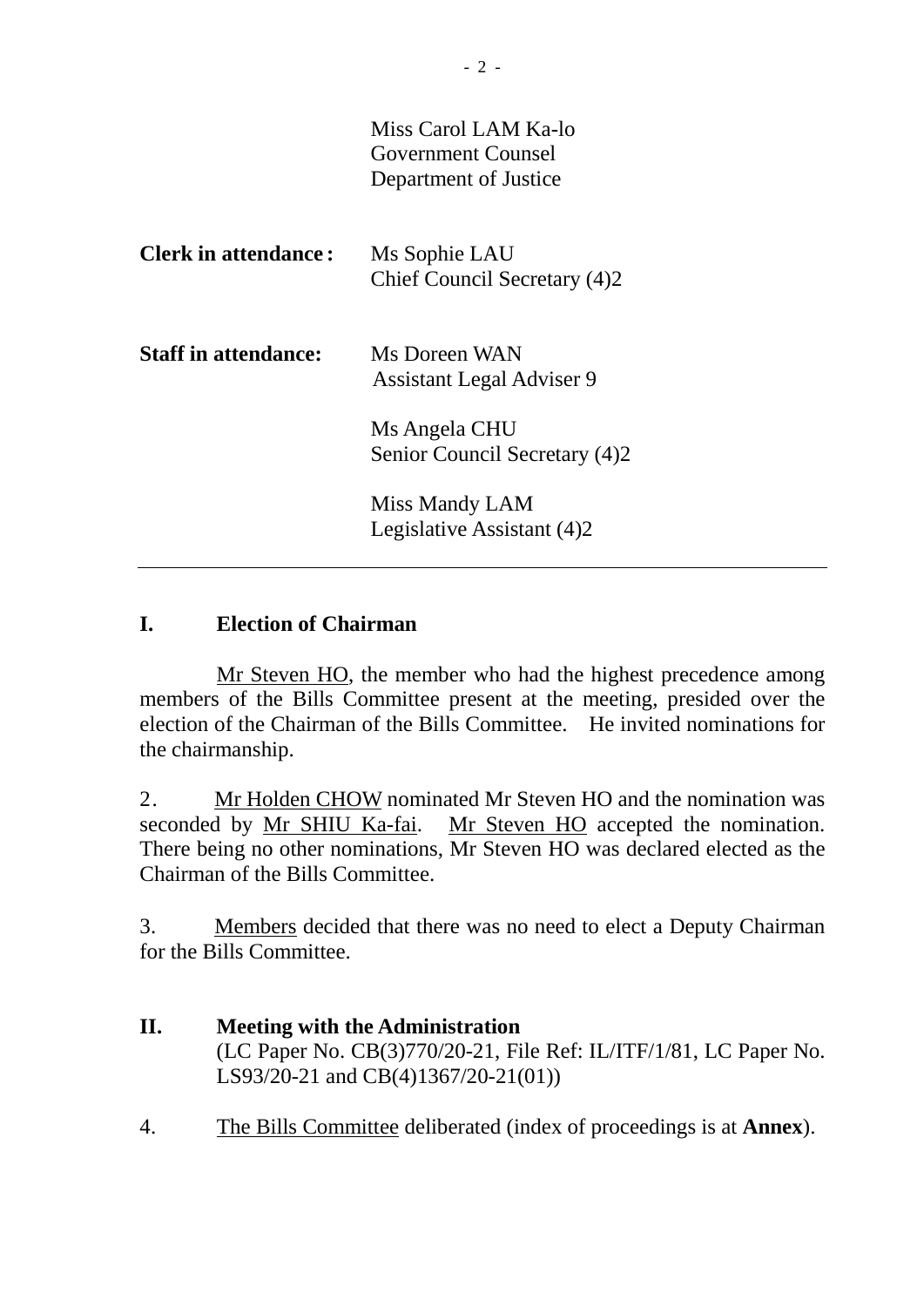Miss Carol LAM Ka-lo
Government Counsel
Department of Justice

**Clerk in attendance:** Ms Sophie LAU
Chief Council Secretary (4)2

**Staff in attendance:** Ms Doreen WAN
Assistant Legal Adviser 9

Ms Angela CHU
Senior Council Secretary (4)2

Miss Mandy LAM
Legislative Assistant (4)2

---

## I. Election of Chairman

Mr Steven HO, the member who had the highest precedence among members of the Bills Committee present at the meeting, presided over the election of the Chairman of the Bills Committee. He invited nominations for the chairmanship.

2. Mr Holden CHOW nominated Mr Steven HO and the nomination was seconded by Mr SHIU Ka-fai. Mr Steven HO accepted the nomination. There being no other nominations, Mr Steven HO was declared elected as the Chairman of the Bills Committee.

3. Members decided that there was no need to elect a Deputy Chairman for the Bills Committee.

## II. Meeting with the Administration

(LC Paper No. CB(3)770/20-21, File Ref: IL/ITF/1/81, LC Paper No. LS93/20-21 and CB(4)1367/20-21(01))

4. The Bills Committee deliberated (index of proceedings is at **Annex**).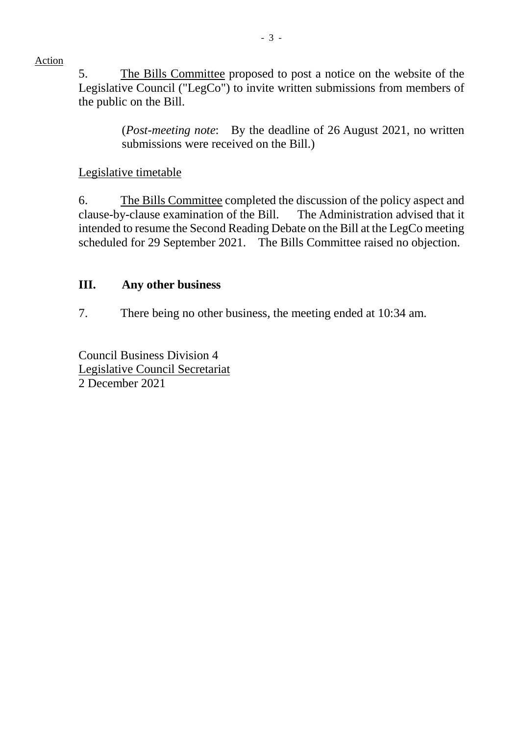Action

5. The Bills Committee proposed to post a notice on the website of the Legislative Council ("LegCo") to invite written submissions from members of the public on the Bill.

> (*Post-meeting note*: By the deadline of 26 August 2021, no written submissions were received on the Bill.)

Legislative timetable

6. The Bills Committee completed the discussion of the policy aspect and clause-by-clause examination of the Bill. The Administration advised that it intended to resume the Second Reading Debate on the Bill at the LegCo meeting scheduled for 29 September 2021. The Bills Committee raised no objection.

## III. Any other business

7. There being no other business, the meeting ended at 10:34 am.

Council Business Division 4
Legislative Council Secretariat
2 December 2021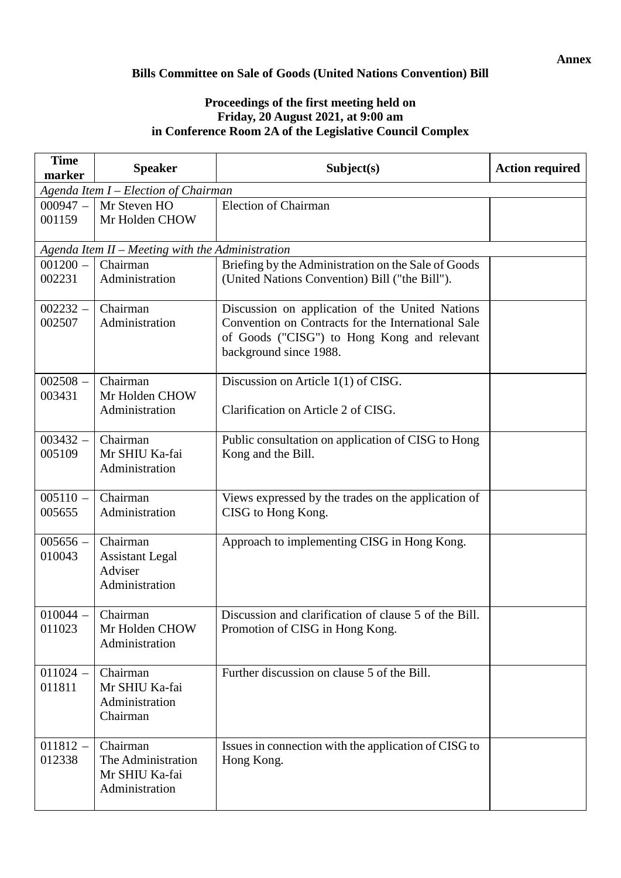**Annex**

**Bills Committee on Sale of Goods (United Nations Convention) Bill**

**Proceedings of the first meeting held on**
**Friday, 20 August 2021, at 9:00 am**
**in Conference Room 2A of the Legislative Council Complex**

| Time marker | Speaker | Subject(s) | Action required |
|---|---|---|---|
| *Agenda Item I – Election of Chairman* | | | |
| 000947 – 001159 | Mr Steven HO<br>Mr Holden CHOW | Election of Chairman | |
| *Agenda Item II – Meeting with the Administration* | | | |
| 001200 – 002231 | Chairman<br>Administration | Briefing by the Administration on the Sale of Goods (United Nations Convention) Bill ("the Bill"). | |
| 002232 – 002507 | Chairman<br>Administration | Discussion on application of the United Nations Convention on Contracts for the International Sale of Goods ("CISG") to Hong Kong and relevant background since 1988. | |
| 002508 – 003431 | Chairman<br>Mr Holden CHOW<br>Administration | Discussion on Article 1(1) of CISG.<br><br>Clarification on Article 2 of CISG. | |
| 003432 – 005109 | Chairman<br>Mr SHIU Ka-fai<br>Administration | Public consultation on application of CISG to Hong Kong and the Bill. | |
| 005110 – 005655 | Chairman<br>Administration | Views expressed by the trades on the application of CISG to Hong Kong. | |
| 005656 – 010043 | Chairman<br>Assistant Legal Adviser<br>Administration | Approach to implementing CISG in Hong Kong. | |
| 010044 – 011023 | Chairman<br>Mr Holden CHOW<br>Administration | Discussion and clarification of clause 5 of the Bill.<br>Promotion of CISG in Hong Kong. | |
| 011024 – 011811 | Chairman<br>Mr SHIU Ka-fai<br>Administration<br>Chairman | Further discussion on clause 5 of the Bill. | |
| 011812 – 012338 | Chairman<br>The Administration<br>Mr SHIU Ka-fai<br>Administration | Issues in connection with the application of CISG to Hong Kong. | |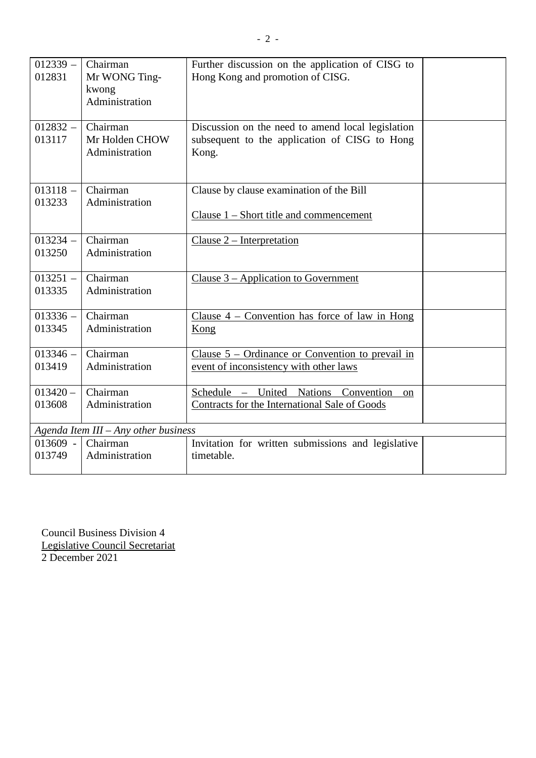| | | | |
|---|---|---|---|
| 012339 – 012831 | Chairman<br>Mr WONG Ting-kwong<br>Administration | Further discussion on the application of CISG to Hong Kong and promotion of CISG. | |
| 012832 – 013117 | Chairman<br>Mr Holden CHOW<br>Administration | Discussion on the need to amend local legislation subsequent to the application of CISG to Hong Kong. | |
| 013118 – 013233 | Chairman<br>Administration | Clause by clause examination of the Bill<br><br><u>Clause 1 – Short title and commencement</u> | |
| 013234 – 013250 | Chairman<br>Administration | <u>Clause 2 – Interpretation</u> | |
| 013251 – 013335 | Chairman<br>Administration | <u>Clause 3 – Application to Government</u> | |
| 013336 – 013345 | Chairman<br>Administration | <u>Clause 4 – Convention has force of law in Hong Kong</u> | |
| 013346 – 013419 | Chairman<br>Administration | <u>Clause 5 – Ordinance or Convention to prevail in event of inconsistency with other laws</u> | |
| 013420 – 013608 | Chairman<br>Administration | <u>Schedule – United Nations Convention on Contracts for the International Sale of Goods</u> | |
| *Agenda Item III – Any other business* | | | |
| 013609 - 013749 | Chairman<br>Administration | Invitation for written submissions and legislative timetable. | |

Council Business Division 4
<u>Legislative Council Secretariat</u>
2 December 2021